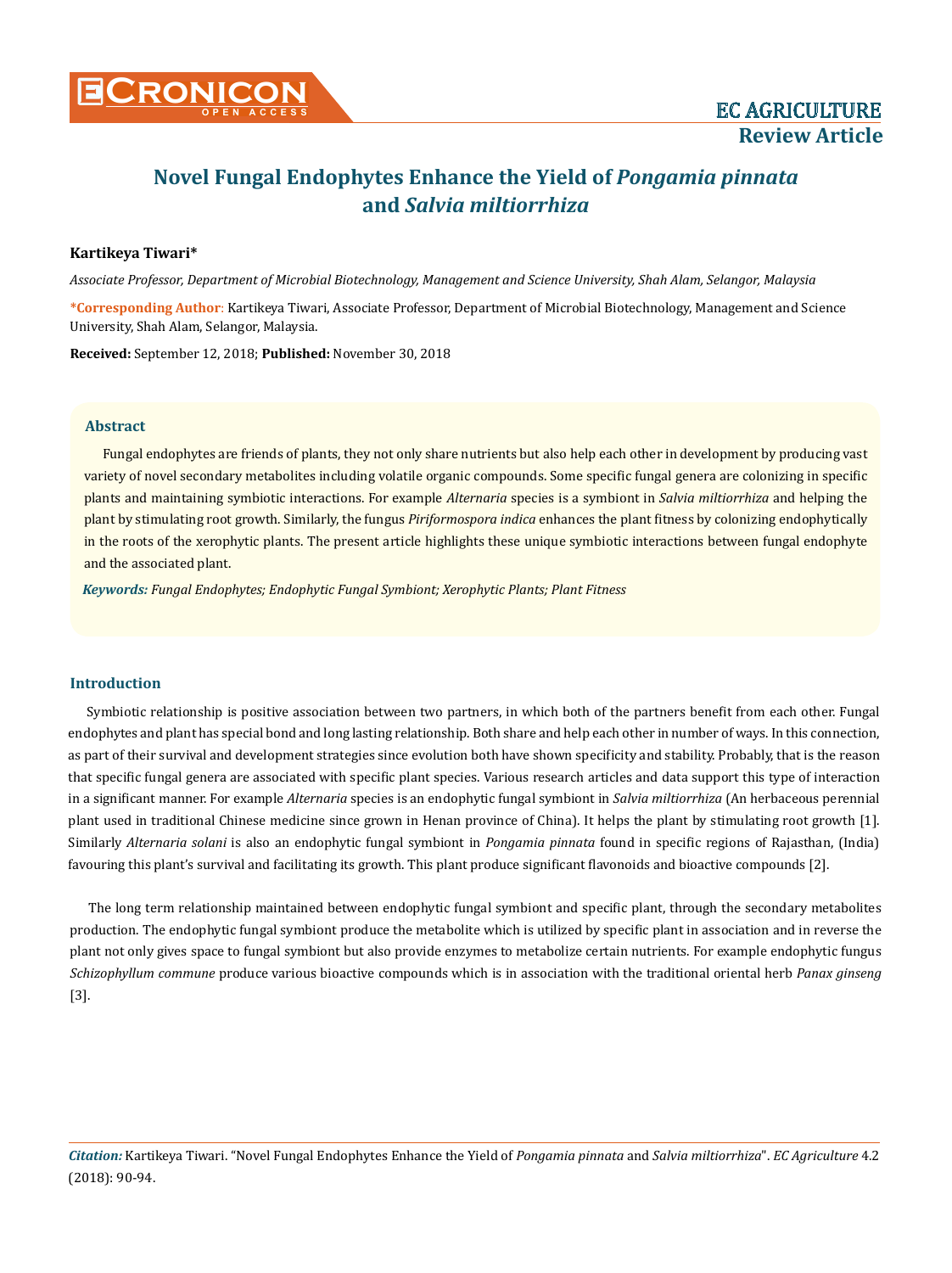# Novel Fungal Endophytes Enhance the Yield of *Pongamia pinnata* and *Salvia miltiorrhiza*

**Kartikeya Tiwari***

*Associate Professor, Department of Microbial Biotechnology, Management and Science University, Shah Alam, Selangor, Malaysia*

***Corresponding Author**: Kartikeya Tiwari, Associate Professor, Department of Microbial Biotechnology, Management and Science University, Shah Alam, Selangor, Malaysia.

**Received:** September 12, 2018; **Published:** November 30, 2018

## Abstract

Fungal endophytes are friends of plants, they not only share nutrients but also help each other in development by producing vast variety of novel secondary metabolites including volatile organic compounds. Some specific fungal genera are colonizing in specific plants and maintaining symbiotic interactions. For example *Alternaria* species is a symbiont in *Salvia miltiorrhiza* and helping the plant by stimulating root growth. Similarly, the fungus *Piriformospora indica* enhances the plant fitness by colonizing endophytically in the roots of the xerophytic plants. The present article highlights these unique symbiotic interactions between fungal endophyte and the associated plant.

***Keywords:*** *Fungal Endophytes; Endophytic Fungal Symbiont; Xerophytic Plants; Plant Fitness*

## Introduction

Symbiotic relationship is positive association between two partners, in which both of the partners benefit from each other. Fungal endophytes and plant has special bond and long lasting relationship. Both share and help each other in number of ways. In this connection, as part of their survival and development strategies since evolution both have shown specificity and stability. Probably, that is the reason that specific fungal genera are associated with specific plant species. Various research articles and data support this type of interaction in a significant manner. For example *Alternaria* species is an endophytic fungal symbiont in *Salvia miltiorrhiza* (An herbaceous perennial plant used in traditional Chinese medicine since grown in Henan province of China). It helps the plant by stimulating root growth [1]. Similarly *Alternaria solani* is also an endophytic fungal symbiont in *Pongamia pinnata* found in specific regions of Rajasthan, (India) favouring this plant's survival and facilitating its growth. This plant produce significant flavonoids and bioactive compounds [2].

The long term relationship maintained between endophytic fungal symbiont and specific plant, through the secondary metabolites production. The endophytic fungal symbiont produce the metabolite which is utilized by specific plant in association and in reverse the plant not only gives space to fungal symbiont but also provide enzymes to metabolize certain nutrients. For example endophytic fungus *Schizophyllum commune* produce various bioactive compounds which is in association with the traditional oriental herb *Panax ginseng* [3].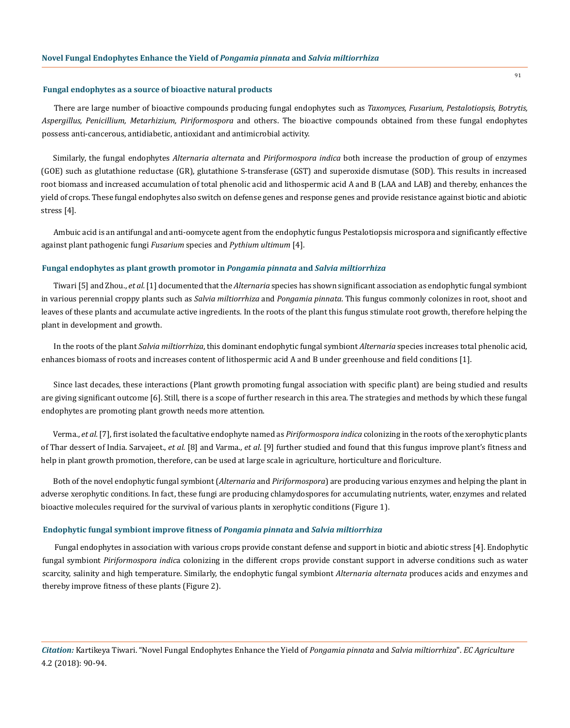### Fungal endophytes as a source of bioactive natural products

There are large number of bioactive compounds producing fungal endophytes such as *Taxomyces, Fusarium, Pestalotiopsis, Botrytis, Aspergillus, Penicillium, Metarhizium, Piriformospora* and others. The bioactive compounds obtained from these fungal endophytes possess anti-cancerous, antidiabetic, antioxidant and antimicrobial activity.

Similarly, the fungal endophytes *Alternaria alternata* and *Piriformospora indica* both increase the production of group of enzymes (GOE) such as glutathione reductase (GR), glutathione S-transferase (GST) and superoxide dismutase (SOD). This results in increased root biomass and increased accumulation of total phenolic acid and lithospermic acid A and B (LAA and LAB) and thereby, enhances the yield of crops. These fungal endophytes also switch on defense genes and response genes and provide resistance against biotic and abiotic stress [4].

Ambuic acid is an antifungal and anti-oomycete agent from the endophytic fungus Pestalotiopsis microspora and significantly effective against plant pathogenic fungi *Fusarium* species and *Pythium ultimum* [4].

### Fungal endophytes as plant growth promotor in *Pongamia pinnata* and *Salvia miltiorrhiza*

Tiwari [5] and Zhou., *et al.* [1] documented that the *Alternaria* species has shown significant association as endophytic fungal symbiont in various perennial croppy plants such as *Salvia miltiorrhiza* and *Pongamia pinnata*. This fungus commonly colonizes in root, shoot and leaves of these plants and accumulate active ingredients. In the roots of the plant this fungus stimulate root growth, therefore helping the plant in development and growth.

In the roots of the plant *Salvia miltiorrhiza*, this dominant endophytic fungal symbiont *Alternaria* species increases total phenolic acid, enhances biomass of roots and increases content of lithospermic acid A and B under greenhouse and field conditions [1].

Since last decades, these interactions (Plant growth promoting fungal association with specific plant) are being studied and results are giving significant outcome [6]. Still, there is a scope of further research in this area. The strategies and methods by which these fungal endophytes are promoting plant growth needs more attention.

Verma., *et al.* [7], first isolated the facultative endophyte named as *Piriformospora indica* colonizing in the roots of the xerophytic plants of Thar dessert of India. Sarvajeet., *et al.* [8] and Varma., *et al*. [9] further studied and found that this fungus improve plant's fitness and help in plant growth promotion, therefore, can be used at large scale in agriculture, horticulture and floriculture.

Both of the novel endophytic fungal symbiont (*Alternaria* and *Piriformospora*) are producing various enzymes and helping the plant in adverse xerophytic conditions. In fact, these fungi are producing chlamydospores for accumulating nutrients, water, enzymes and related bioactive molecules required for the survival of various plants in xerophytic conditions (Figure 1).

### Endophytic fungal symbiont improve fitness of *Pongamia pinnata* and *Salvia miltiorrhiza*

Fungal endophytes in association with various crops provide constant defense and support in biotic and abiotic stress [4]. Endophytic fungal symbiont *Piriformospora indica* colonizing in the different crops provide constant support in adverse conditions such as water scarcity, salinity and high temperature. Similarly, the endophytic fungal symbiont *Alternaria alternata* produces acids and enzymes and thereby improve fitness of these plants (Figure 2).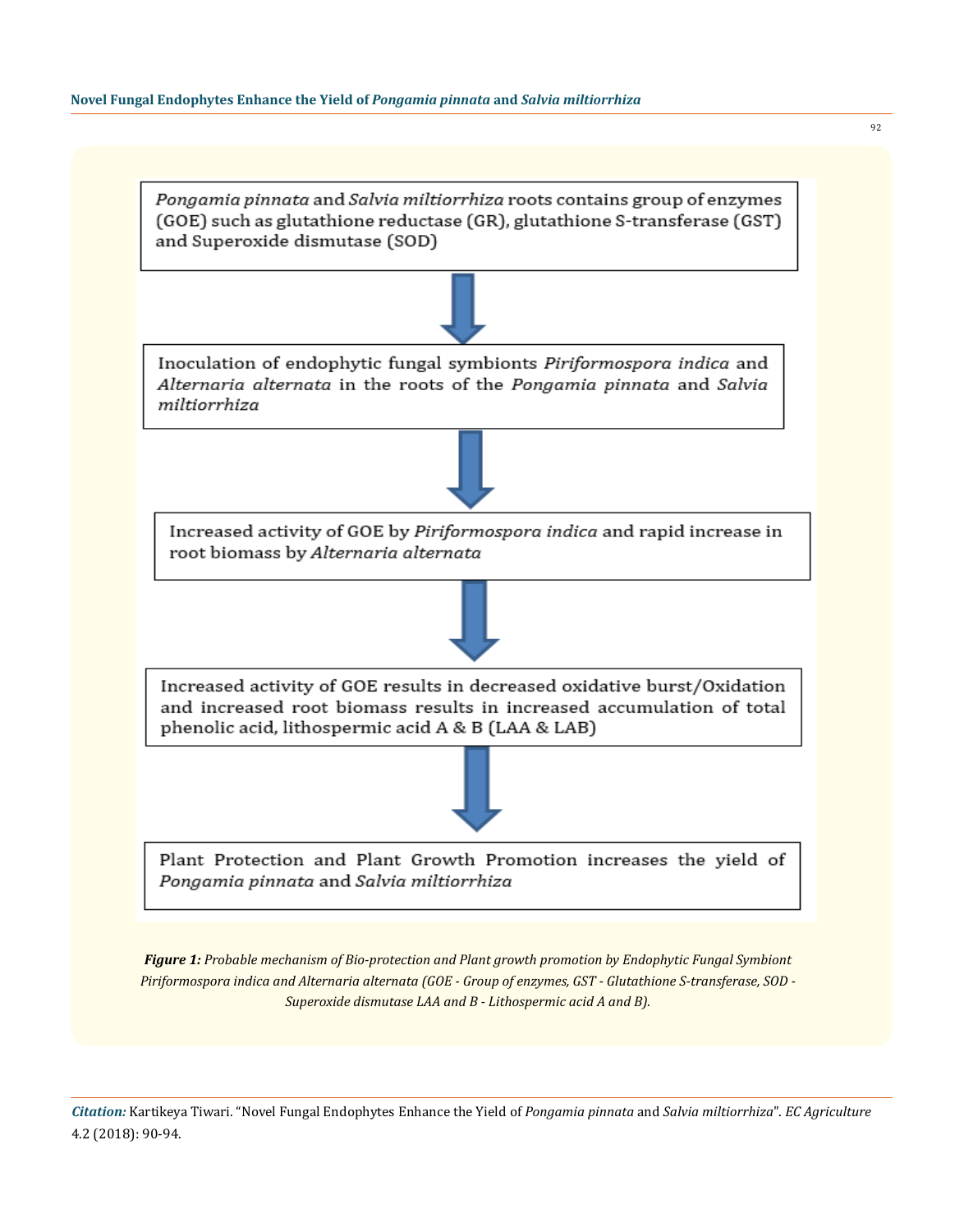*Pongamia pinnata* and *Salvia miltiorrhiza* roots contains group of enzymes (GOE) such as glutathione reductase (GR), glutathione S-transferase (GST) and Superoxide dismutase (SOD)

↓

Inoculation of endophytic fungal symbionts *Piriformospora indica* and *Alternaria alternata* in the roots of the *Pongamia pinnata* and *Salvia miltiorrhiza*

↓

Increased activity of GOE by *Piriformospora indica* and rapid increase in root biomass by *Alternaria alternata*

↓

Increased activity of GOE results in decreased oxidative burst/Oxidation and increased root biomass results in increased accumulation of total phenolic acid, lithospermic acid A & B (LAA & LAB)

↓

Plant Protection and Plant Growth Promotion increases the yield of *Pongamia pinnata* and *Salvia miltiorrhiza*

***Figure 1:*** *Probable mechanism of Bio-protection and Plant growth promotion by Endophytic Fungal Symbiont Piriformospora indica and Alternaria alternata (GOE - Group of enzymes, GST - Glutathione S-transferase, SOD - Superoxide dismutase LAA and B - Lithospermic acid A and B).*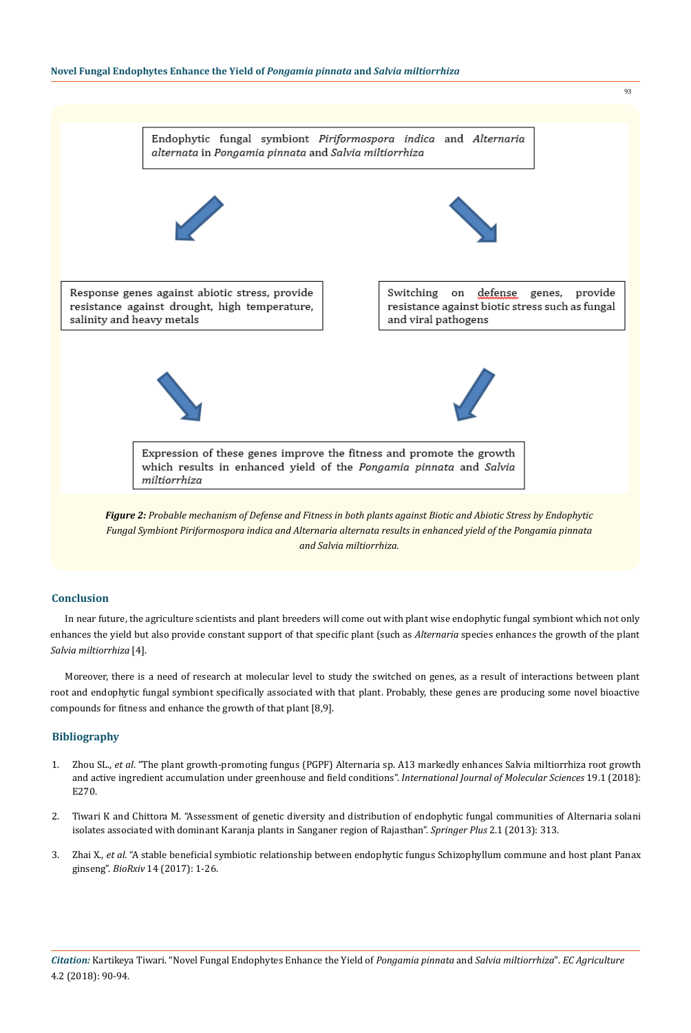Endophytic fungal symbiont *Piriformospora indica* and *Alternaria alternata* in *Pongamia pinnata* and *Salvia miltiorrhiza*

Response genes against abiotic stress, provide resistance against drought, high temperature, salinity and heavy metals

Switching on defense genes, provide resistance against biotic stress such as fungal and viral pathogens

Expression of these genes improve the fitness and promote the growth which results in enhanced yield of the *Pongamia pinnata* and *Salvia miltiorrhiza*

***Figure 2:*** *Probable mechanism of Defense and Fitness in both plants against Biotic and Abiotic Stress by Endophytic Fungal Symbiont Piriformospora indica and Alternaria alternata results in enhanced yield of the Pongamia pinnata and Salvia miltiorrhiza.*

## Conclusion

In near future, the agriculture scientists and plant breeders will come out with plant wise endophytic fungal symbiont which not only enhances the yield but also provide constant support of that specific plant (such as *Alternaria* species enhances the growth of the plant *Salvia miltiorrhiza* [4].

Moreover, there is a need of research at molecular level to study the switched on genes, as a result of interactions between plant root and endophytic fungal symbiont specifically associated with that plant. Probably, these genes are producing some novel bioactive compounds for fitness and enhance the growth of that plant [8,9].

## Bibliography

1. Zhou SL., *et al*. "The plant growth-promoting fungus (PGPF) Alternaria sp. A13 markedly enhances Salvia miltiorrhiza root growth and active ingredient accumulation under greenhouse and field conditions". *International Journal of Molecular Sciences* 19.1 (2018): E270.
2. Tiwari K and Chittora M. "Assessment of genetic diversity and distribution of endophytic fungal communities of Alternaria solani isolates associated with dominant Karanja plants in Sanganer region of Rajasthan". *Springer Plus* 2.1 (2013): 313.
3. Zhai X., *et al*. "A stable beneficial symbiotic relationship between endophytic fungus Schizophyllum commune and host plant Panax ginseng". *BioRxiv* 14 (2017): 1-26.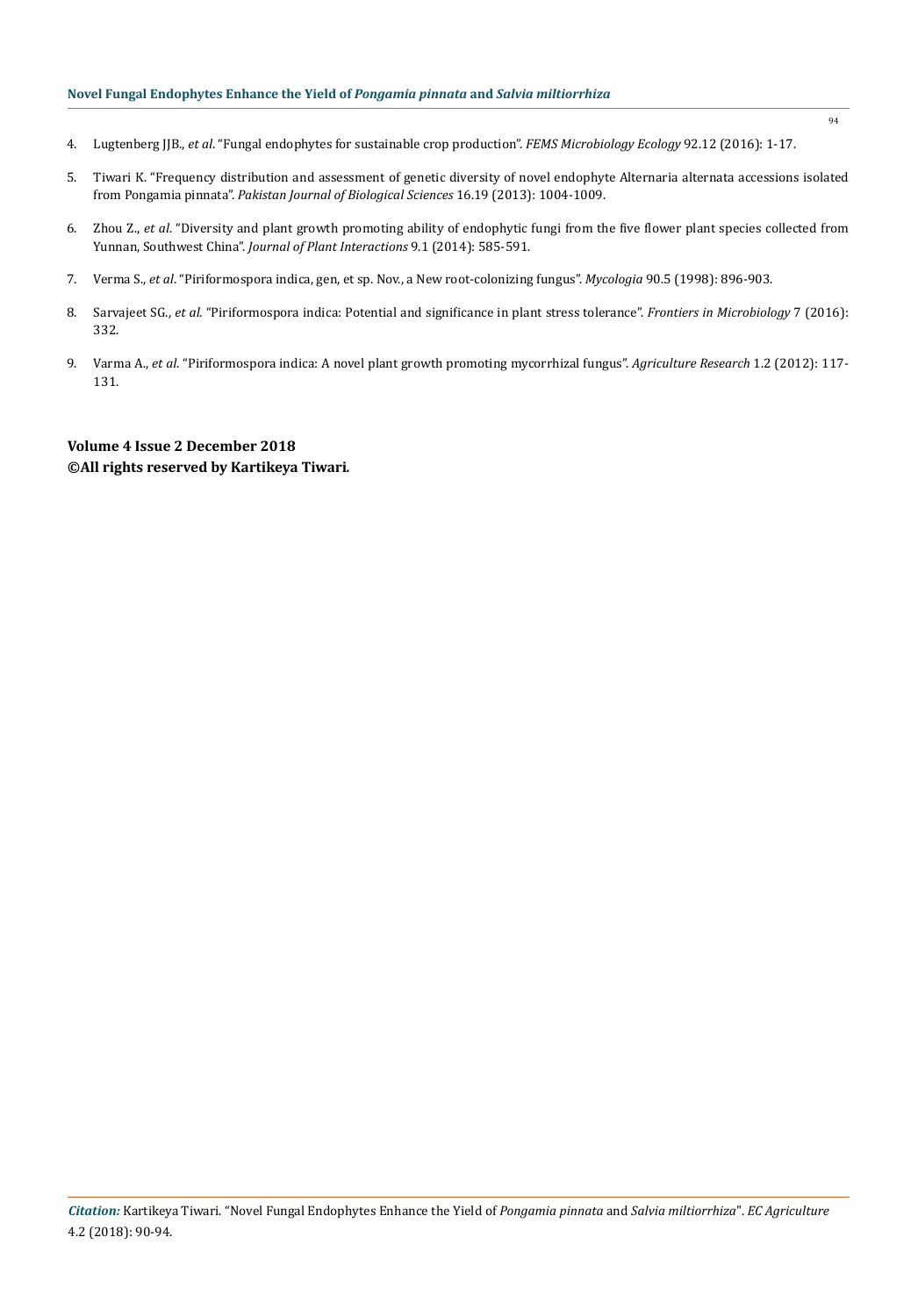4. Lugtenberg JJB., *et al*. "Fungal endophytes for sustainable crop production". *FEMS Microbiology Ecology* 92.12 (2016): 1-17.

5. Tiwari K. "Frequency distribution and assessment of genetic diversity of novel endophyte Alternaria alternata accessions isolated from Pongamia pinnata". *Pakistan Journal of Biological Sciences* 16.19 (2013): 1004-1009.

6. Zhou Z., *et al*. "Diversity and plant growth promoting ability of endophytic fungi from the five flower plant species collected from Yunnan, Southwest China". *Journal of Plant Interactions* 9.1 (2014): 585-591.

7. Verma S., *et al*. "Piriformospora indica, gen, et sp. Nov., a New root-colonizing fungus". *Mycologia* 90.5 (1998): 896-903.

8. Sarvajeet SG., *et al*. "Piriformospora indica: Potential and significance in plant stress tolerance". *Frontiers in Microbiology* 7 (2016): 332.

9. Varma A., *et al*. "Piriformospora indica: A novel plant growth promoting mycorrhizal fungus". *Agriculture Research* 1.2 (2012): 117-131.

**Volume 4 Issue 2 December 2018**
**©All rights reserved by Kartikeya Tiwari.**